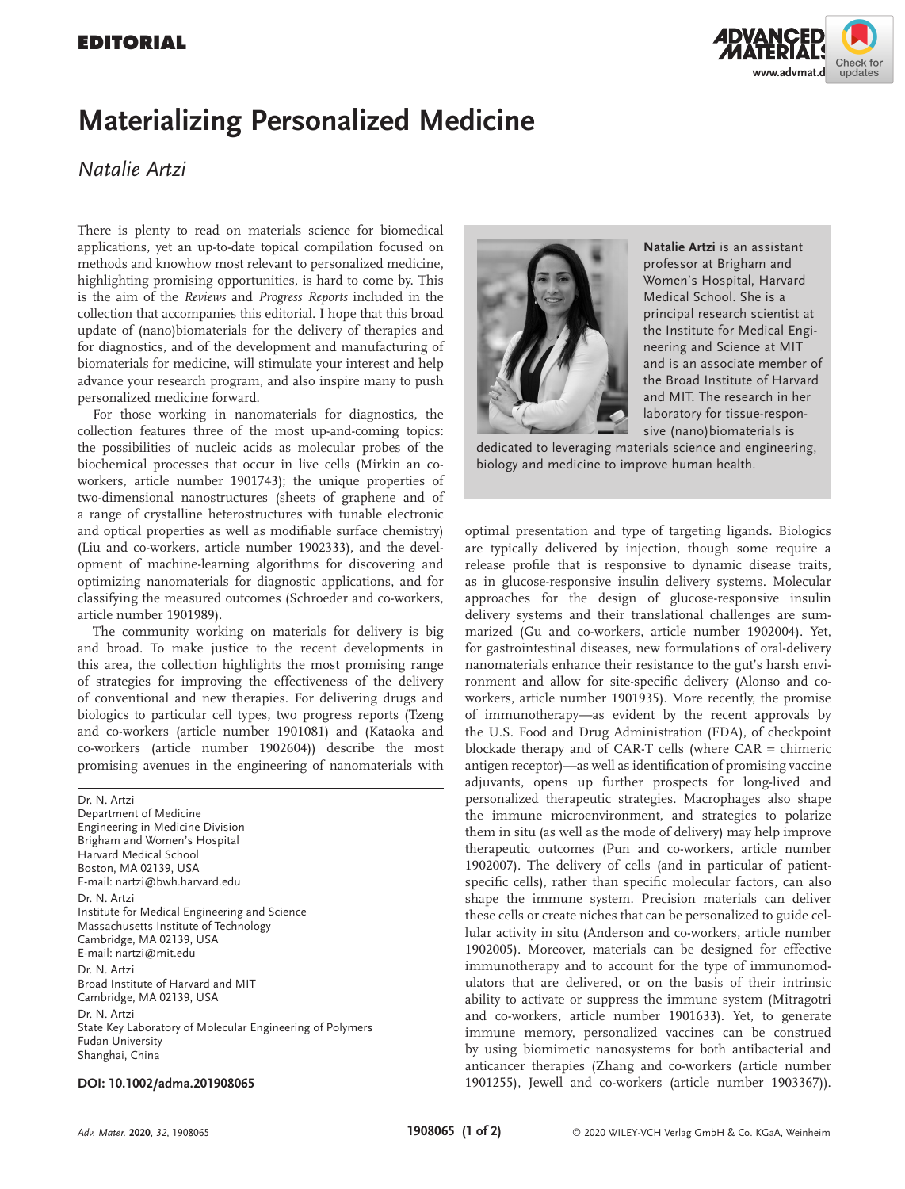# Materializing Personalized Medicine

*Natalie Artzi*

There is plenty to read on materials science for biomedical applications, yet an up-to-date topical compilation focused on methods and knowhow most relevant to personalized medicine, highlighting promising opportunities, is hard to come by. This is the aim of the *Reviews* and *Progress Reports* included in the collection that accompanies this editorial. I hope that this broad update of (nano)biomaterials for the delivery of therapies and for diagnostics, and of the development and manufacturing of biomaterials for medicine, will stimulate your interest and help advance your research program, and also inspire many to push personalized medicine forward.

For those working in nanomaterials for diagnostics, the collection features three of the most up-and-coming topics: the possibilities of nucleic acids as molecular probes of the biochemical processes that occur in live cells (Mirkin an co-workers, article number 1901743); the unique properties of two-dimensional nanostructures (sheets of graphene and of a range of crystalline heterostructures with tunable electronic and optical properties as well as modifiable surface chemistry) (Liu and co-workers, article number 1902333), and the development of machine-learning algorithms for discovering and optimizing nanomaterials for diagnostic applications, and for classifying the measured outcomes (Schroeder and co-workers, article number 1901989).

The community working on materials for delivery is big and broad. To make justice to the recent developments in this area, the collection highlights the most promising range of strategies for improving the effectiveness of the delivery of conventional and new therapies. For delivering drugs and biologics to particular cell types, two progress reports (Tzeng and co-workers (article number 1901081) and (Kataoka and co-workers (article number 1902604)) describe the most promising avenues in the engineering of nanomaterials with optimal presentation and type of targeting ligands. Biologics are typically delivered by injection, though some require a release profile that is responsive to dynamic disease traits, as in glucose-responsive insulin delivery systems. Molecular approaches for the design of glucose-responsive insulin delivery systems and their translational challenges are summarized (Gu and co-workers, article number 1902004). Yet, for gastrointestinal diseases, new formulations of oral-delivery nanomaterials enhance their resistance to the gut's harsh environment and allow for site-specific delivery (Alonso and co-workers, article number 1901935). More recently, the promise of immunotherapy—as evident by the recent approvals by the U.S. Food and Drug Administration (FDA), of checkpoint blockade therapy and of CAR-T cells (where CAR = chimeric antigen receptor)—as well as identification of promising vaccine adjuvants, opens up further prospects for long-lived and personalized therapeutic strategies. Macrophages also shape the immune microenvironment, and strategies to polarize them in situ (as well as the mode of delivery) may help improve therapeutic outcomes (Pun and co-workers, article number 1902007). The delivery of cells (and in particular of patient-specific cells), rather than specific molecular factors, can also shape the immune system. Precision materials can deliver these cells or create niches that can be personalized to guide cellular activity in situ (Anderson and co-workers, article number 1902005). Moreover, materials can be designed for effective immunotherapy and to account for the type of immunomodulators that are delivered, or on the basis of their intrinsic ability to activate or suppress the immune system (Mitragotri and co-workers, article number 1901633). Yet, to generate immune memory, personalized vaccines can be construed by using biomimetic nanosystems for both antibacterial and anticancer therapies (Zhang and co-workers (article number 1901255), Jewell and co-workers (article number 1903367)).

**Natalie Artzi** is an assistant professor at Brigham and Women's Hospital, Harvard Medical School. She is a principal research scientist at the Institute for Medical Engineering and Science at MIT and is an associate member of the Broad Institute of Harvard and MIT. The research in her laboratory for tissue-responsive (nano)biomaterials is dedicated to leveraging materials science and engineering, biology and medicine to improve human health.

Dr. N. Artzi
Department of Medicine
Engineering in Medicine Division
Brigham and Women's Hospital
Harvard Medical School
Boston, MA 02139, USA
E-mail: nartzi@bwh.harvard.edu

Dr. N. Artzi
Institute for Medical Engineering and Science
Massachusetts Institute of Technology
Cambridge, MA 02139, USA
E-mail: nartzi@mit.edu

Dr. N. Artzi
Broad Institute of Harvard and MIT
Cambridge, MA 02139, USA

Dr. N. Artzi
State Key Laboratory of Molecular Engineering of Polymers
Fudan University
Shanghai, China

**DOI: 10.1002/adma.201908065**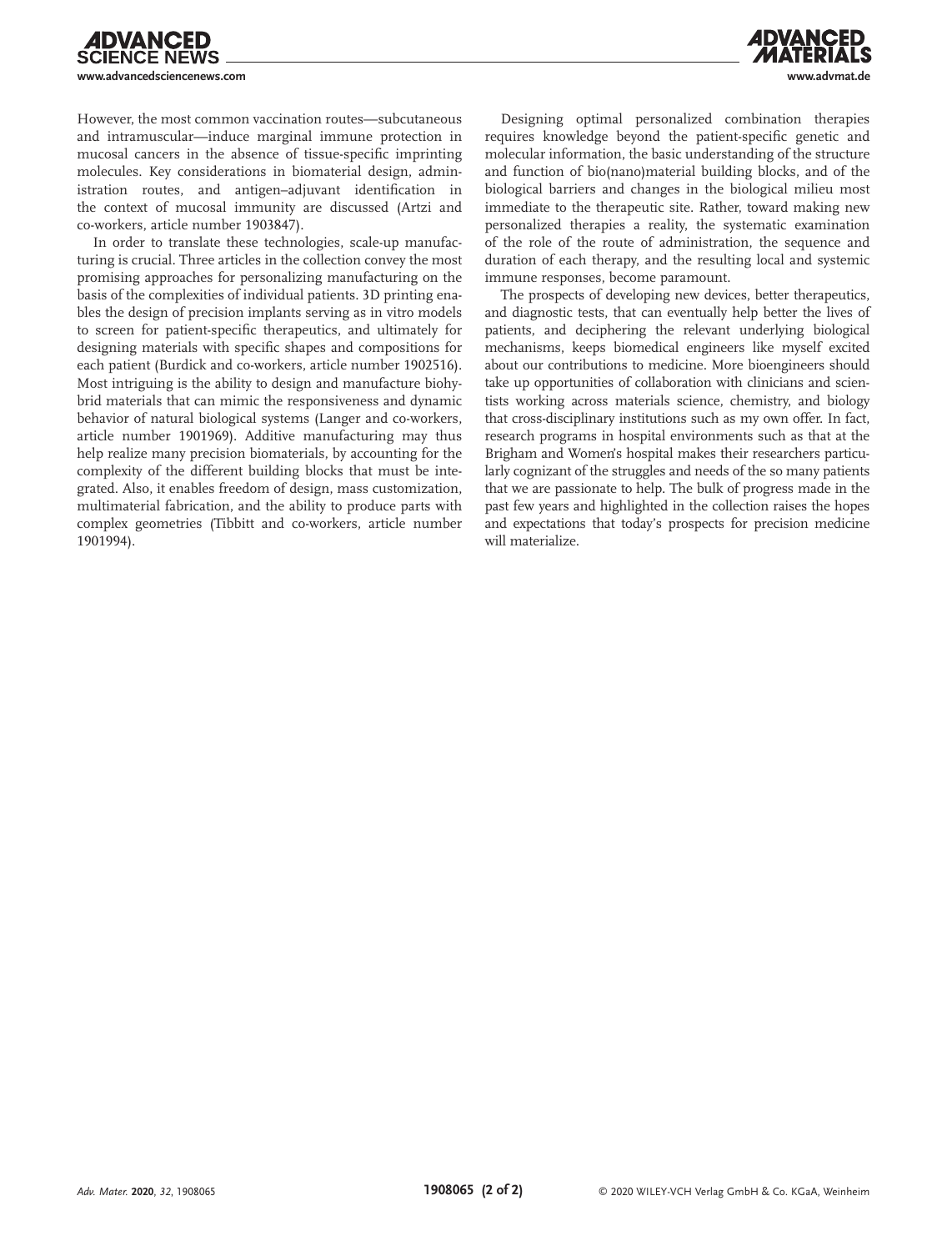However, the most common vaccination routes—subcutaneous and intramuscular—induce marginal immune protection in mucosal cancers in the absence of tissue-specific imprinting molecules. Key considerations in biomaterial design, administration routes, and antigen–adjuvant identification in the context of mucosal immunity are discussed (Artzi and co-workers, article number 1903847).

In order to translate these technologies, scale-up manufacturing is crucial. Three articles in the collection convey the most promising approaches for personalizing manufacturing on the basis of the complexities of individual patients. 3D printing enables the design of precision implants serving as in vitro models to screen for patient-specific therapeutics, and ultimately for designing materials with specific shapes and compositions for each patient (Burdick and co-workers, article number 1902516). Most intriguing is the ability to design and manufacture biohybrid materials that can mimic the responsiveness and dynamic behavior of natural biological systems (Langer and co-workers, article number 1901969). Additive manufacturing may thus help realize many precision biomaterials, by accounting for the complexity of the different building blocks that must be integrated. Also, it enables freedom of design, mass customization, multimaterial fabrication, and the ability to produce parts with complex geometries (Tibbitt and co-workers, article number 1901994).

Designing optimal personalized combination therapies requires knowledge beyond the patient-specific genetic and molecular information, the basic understanding of the structure and function of bio(nano)material building blocks, and of the biological barriers and changes in the biological milieu most immediate to the therapeutic site. Rather, toward making new personalized therapies a reality, the systematic examination of the role of the route of administration, the sequence and duration of each therapy, and the resulting local and systemic immune responses, become paramount.

The prospects of developing new devices, better therapeutics, and diagnostic tests, that can eventually help better the lives of patients, and deciphering the relevant underlying biological mechanisms, keeps biomedical engineers like myself excited about our contributions to medicine. More bioengineers should take up opportunities of collaboration with clinicians and scientists working across materials science, chemistry, and biology that cross-disciplinary institutions such as my own offer. In fact, research programs in hospital environments such as that at the Brigham and Women's hospital makes their researchers particularly cognizant of the struggles and needs of the so many patients that we are passionate to help. The bulk of progress made in the past few years and highlighted in the collection raises the hopes and expectations that today's prospects for precision medicine will materialize.